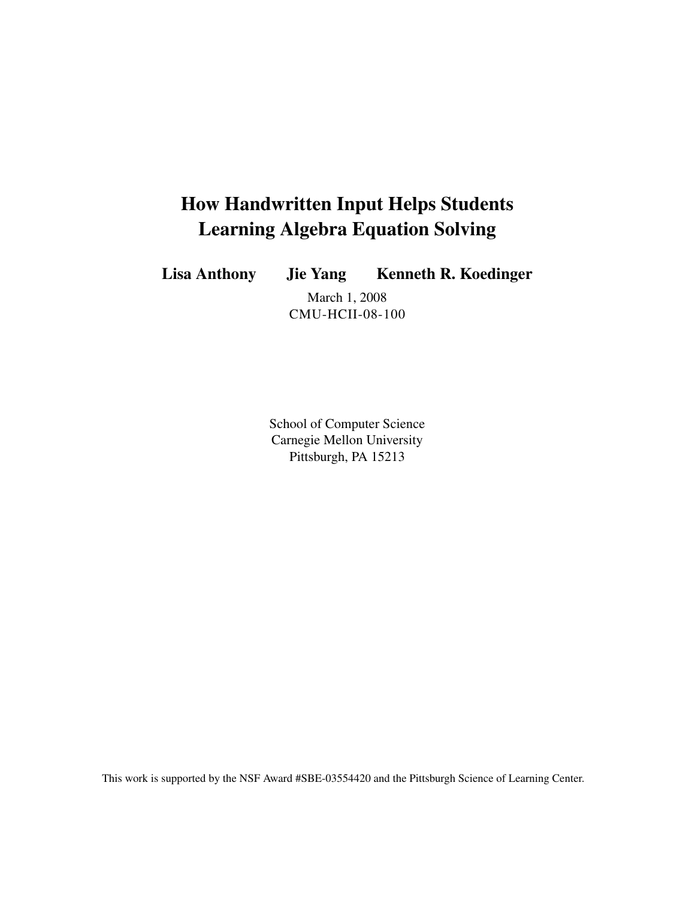# How Handwritten Input Helps Students Learning Algebra Equation Solving

**Lisa Anthony Jie Yang Kenneth R. Koedinger**

March 1, 2008
CMU-HCII-08-100

School of Computer Science
Carnegie Mellon University
Pittsburgh, PA 15213

This work is supported by the NSF Award #SBE-03554420 and the Pittsburgh Science of Learning Center.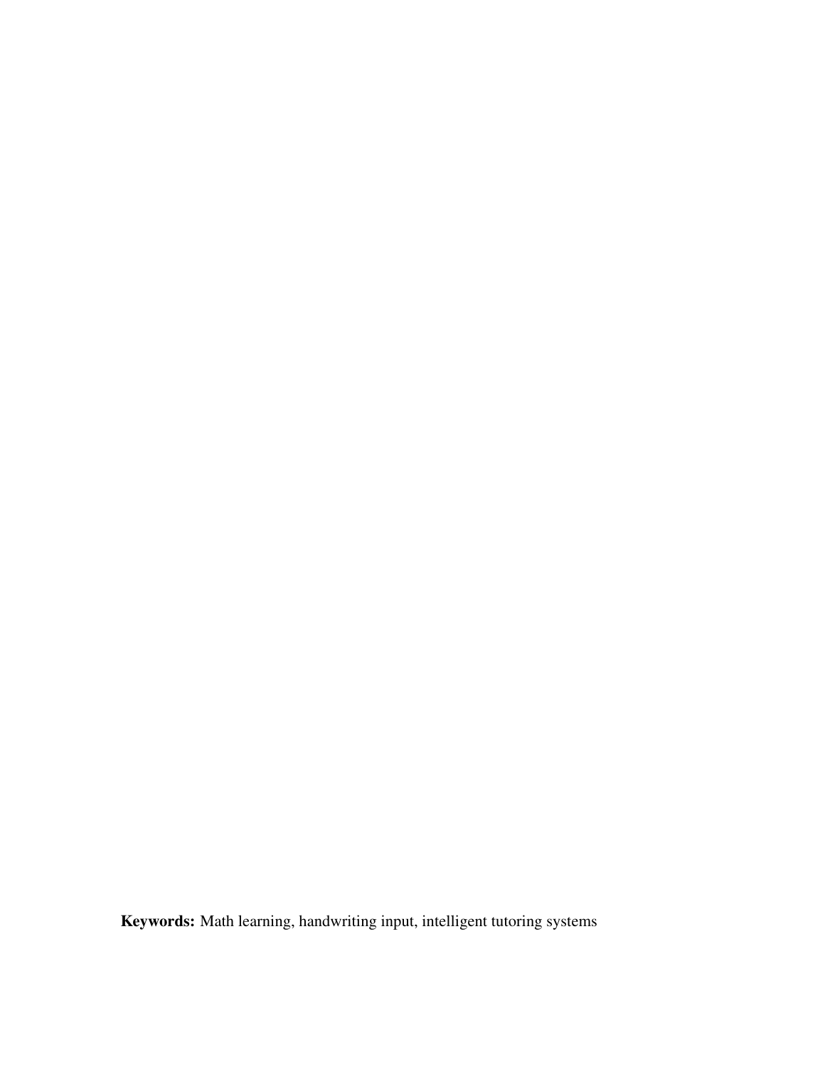**Keywords:** Math learning, handwriting input, intelligent tutoring systems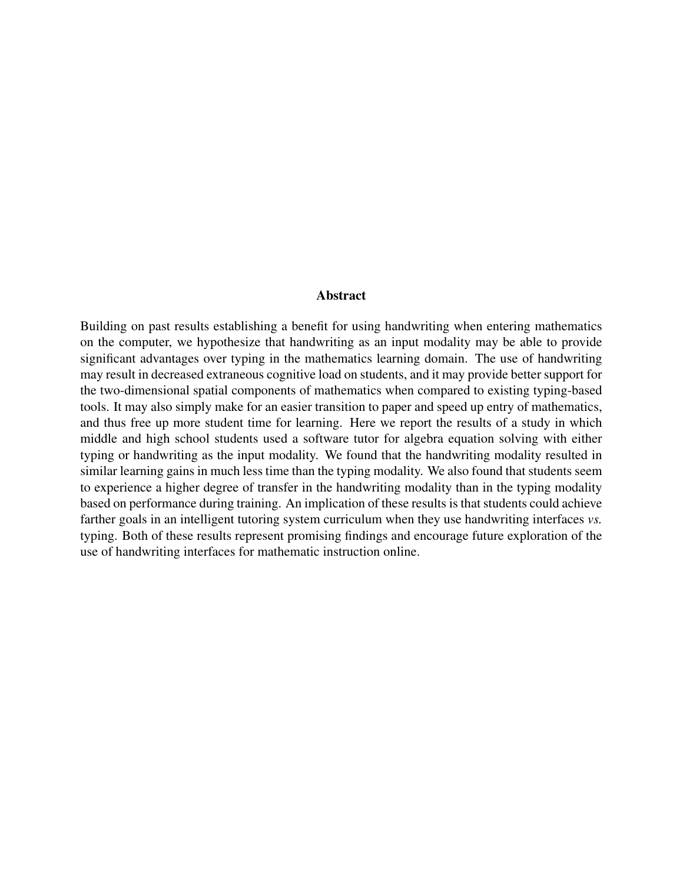## Abstract

Building on past results establishing a benefit for using handwriting when entering mathematics on the computer, we hypothesize that handwriting as an input modality may be able to provide significant advantages over typing in the mathematics learning domain. The use of handwriting may result in decreased extraneous cognitive load on students, and it may provide better support for the two-dimensional spatial components of mathematics when compared to existing typing-based tools. It may also simply make for an easier transition to paper and speed up entry of mathematics, and thus free up more student time for learning. Here we report the results of a study in which middle and high school students used a software tutor for algebra equation solving with either typing or handwriting as the input modality. We found that the handwriting modality resulted in similar learning gains in much less time than the typing modality. We also found that students seem to experience a higher degree of transfer in the handwriting modality than in the typing modality based on performance during training. An implication of these results is that students could achieve farther goals in an intelligent tutoring system curriculum when they use handwriting interfaces *vs.* typing. Both of these results represent promising findings and encourage future exploration of the use of handwriting interfaces for mathematic instruction online.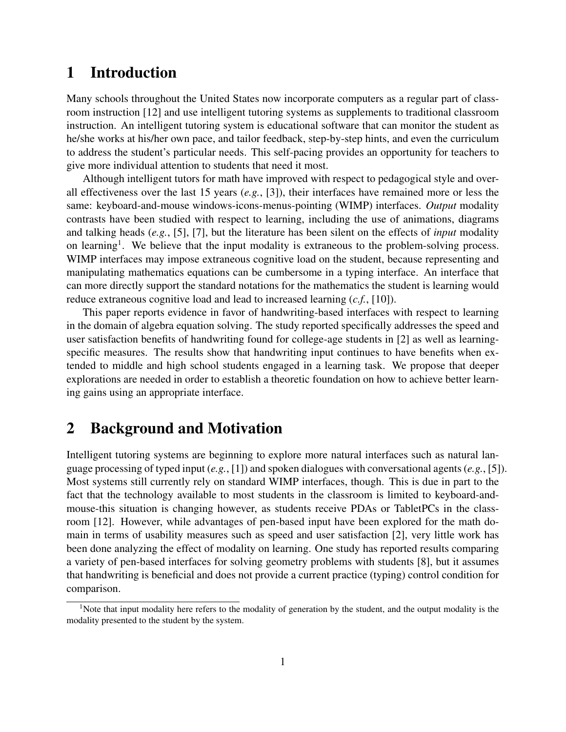# 1 Introduction

Many schools throughout the United States now incorporate computers as a regular part of classroom instruction [12] and use intelligent tutoring systems as supplements to traditional classroom instruction. An intelligent tutoring system is educational software that can monitor the student as he/she works at his/her own pace, and tailor feedback, step-by-step hints, and even the curriculum to address the student's particular needs. This self-pacing provides an opportunity for teachers to give more individual attention to students that need it most.

Although intelligent tutors for math have improved with respect to pedagogical style and overall effectiveness over the last 15 years (*e.g.*, [3]), their interfaces have remained more or less the same: keyboard-and-mouse windows-icons-menus-pointing (WIMP) interfaces. *Output* modality contrasts have been studied with respect to learning, including the use of animations, diagrams and talking heads (*e.g.*, [5], [7], but the literature has been silent on the effects of *input* modality on learning[1]. We believe that the input modality is extraneous to the problem-solving process. WIMP interfaces may impose extraneous cognitive load on the student, because representing and manipulating mathematics equations can be cumbersome in a typing interface. An interface that can more directly support the standard notations for the mathematics the student is learning would reduce extraneous cognitive load and lead to increased learning (*c.f.*, [10]).

This paper reports evidence in favor of handwriting-based interfaces with respect to learning in the domain of algebra equation solving. The study reported specifically addresses the speed and user satisfaction benefits of handwriting found for college-age students in [2] as well as learning-specific measures. The results show that handwriting input continues to have benefits when extended to middle and high school students engaged in a learning task. We propose that deeper explorations are needed in order to establish a theoretic foundation on how to achieve better learning gains using an appropriate interface.

# 2 Background and Motivation

Intelligent tutoring systems are beginning to explore more natural interfaces such as natural language processing of typed input (*e.g.*, [1]) and spoken dialogues with conversational agents (*e.g.*, [5]). Most systems still currently rely on standard WIMP interfaces, though. This is due in part to the fact that the technology available to most students in the classroom is limited to keyboard-and-mouse-this situation is changing however, as students receive PDAs or TabletPCs in the classroom [12]. However, while advantages of pen-based input have been explored for the math domain in terms of usability measures such as speed and user satisfaction [2], very little work has been done analyzing the effect of modality on learning. One study has reported results comparing a variety of pen-based interfaces for solving geometry problems with students [8], but it assumes that handwriting is beneficial and does not provide a current practice (typing) control condition for comparison.

[1]Note that input modality here refers to the modality of generation by the student, and the output modality is the modality presented to the student by the system.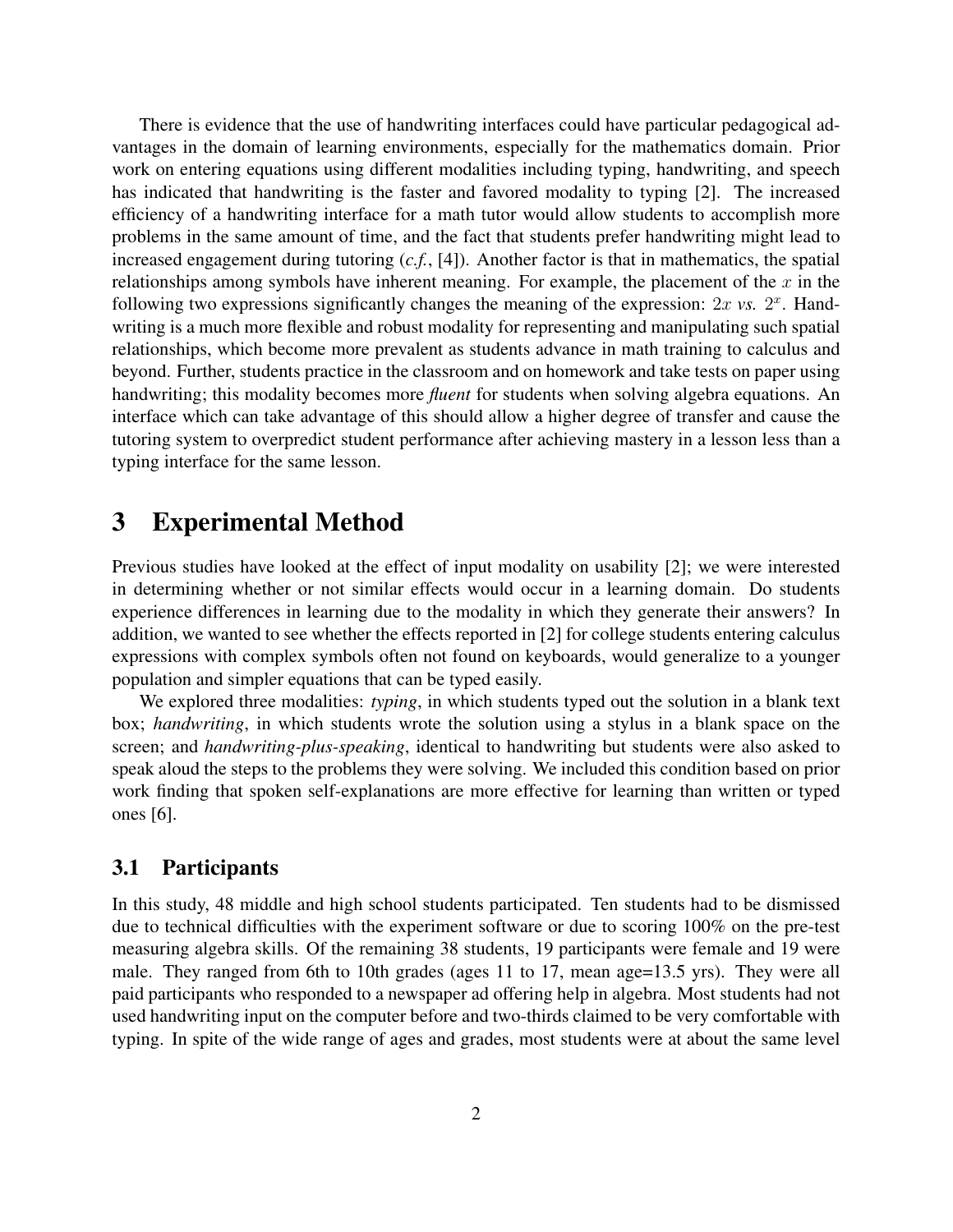There is evidence that the use of handwriting interfaces could have particular pedagogical advantages in the domain of learning environments, especially for the mathematics domain. Prior work on entering equations using different modalities including typing, handwriting, and speech has indicated that handwriting is the faster and favored modality to typing [2]. The increased efficiency of a handwriting interface for a math tutor would allow students to accomplish more problems in the same amount of time, and the fact that students prefer handwriting might lead to increased engagement during tutoring (*c.f.*, [4]). Another factor is that in mathematics, the spatial relationships among symbols have inherent meaning. For example, the placement of the $x$ in the following two expressions significantly changes the meaning of the expression: $2x$ *vs.* $2^x$. Handwriting is a much more flexible and robust modality for representing and manipulating such spatial relationships, which become more prevalent as students advance in math training to calculus and beyond. Further, students practice in the classroom and on homework and take tests on paper using handwriting; this modality becomes more *fluent* for students when solving algebra equations. An interface which can take advantage of this should allow a higher degree of transfer and cause the tutoring system to overpredict student performance after achieving mastery in a lesson less than a typing interface for the same lesson.

# 3 Experimental Method

Previous studies have looked at the effect of input modality on usability [2]; we were interested in determining whether or not similar effects would occur in a learning domain. Do students experience differences in learning due to the modality in which they generate their answers? In addition, we wanted to see whether the effects reported in [2] for college students entering calculus expressions with complex symbols often not found on keyboards, would generalize to a younger population and simpler equations that can be typed easily.

We explored three modalities: *typing*, in which students typed out the solution in a blank text box; *handwriting*, in which students wrote the solution using a stylus in a blank space on the screen; and *handwriting-plus-speaking*, identical to handwriting but students were also asked to speak aloud the steps to the problems they were solving. We included this condition based on prior work finding that spoken self-explanations are more effective for learning than written or typed ones [6].

## 3.1 Participants

In this study, 48 middle and high school students participated. Ten students had to be dismissed due to technical difficulties with the experiment software or due to scoring 100% on the pre-test measuring algebra skills. Of the remaining 38 students, 19 participants were female and 19 were male. They ranged from 6th to 10th grades (ages 11 to 17, mean age=13.5 yrs). They were all paid participants who responded to a newspaper ad offering help in algebra. Most students had not used handwriting input on the computer before and two-thirds claimed to be very comfortable with typing. In spite of the wide range of ages and grades, most students were at about the same level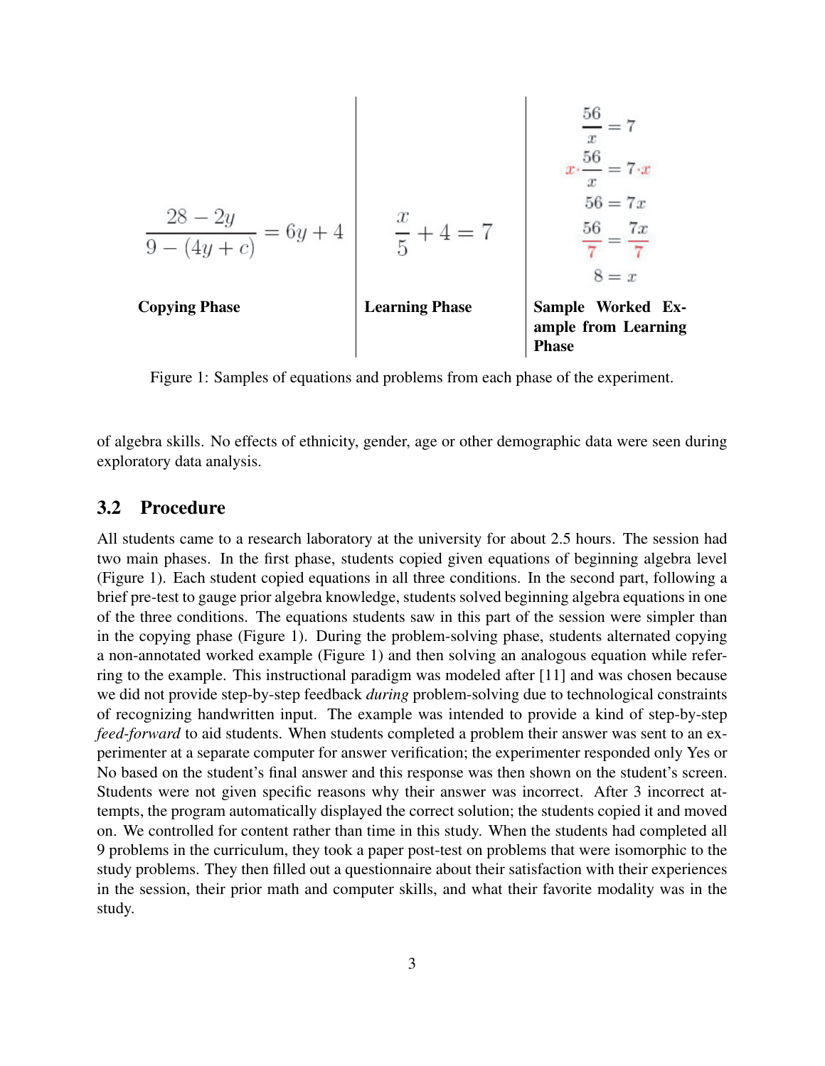$$\frac{28 - 2y}{9 - (4y + c)} = 6y + 4$$

**Copying Phase**

$$\frac{x}{5} + 4 = 7$$

**Learning Phase**

$$\frac{56}{x} = 7$$

$$x \cdot \frac{56}{x} = 7 \cdot x$$

$$56 = 7x$$

$$\frac{56}{7} = \frac{7x}{7}$$

$$8 = x$$

**Sample Worked Example from Learning Phase**

Figure 1: Samples of equations and problems from each phase of the experiment.

of algebra skills. No effects of ethnicity, gender, age or other demographic data were seen during exploratory data analysis.

## 3.2 Procedure

All students came to a research laboratory at the university for about 2.5 hours. The session had two main phases. In the first phase, students copied given equations of beginning algebra level (Figure 1). Each student copied equations in all three conditions. In the second part, following a brief pre-test to gauge prior algebra knowledge, students solved beginning algebra equations in one of the three conditions. The equations students saw in this part of the session were simpler than in the copying phase (Figure 1). During the problem-solving phase, students alternated copying a non-annotated worked example (Figure 1) and then solving an analogous equation while referring to the example. This instructional paradigm was modeled after [11] and was chosen because we did not provide step-by-step feedback *during* problem-solving due to technological constraints of recognizing handwritten input. The example was intended to provide a kind of step-by-step *feed-forward* to aid students. When students completed a problem their answer was sent to an experimenter at a separate computer for answer verification; the experimenter responded only Yes or No based on the student's final answer and this response was then shown on the student's screen. Students were not given specific reasons why their answer was incorrect. After 3 incorrect attempts, the program automatically displayed the correct solution; the students copied it and moved on. We controlled for content rather than time in this study. When the students had completed all 9 problems in the curriculum, they took a paper post-test on problems that were isomorphic to the study problems. They then filled out a questionnaire about their satisfaction with their experiences in the session, their prior math and computer skills, and what their favorite modality was in the study.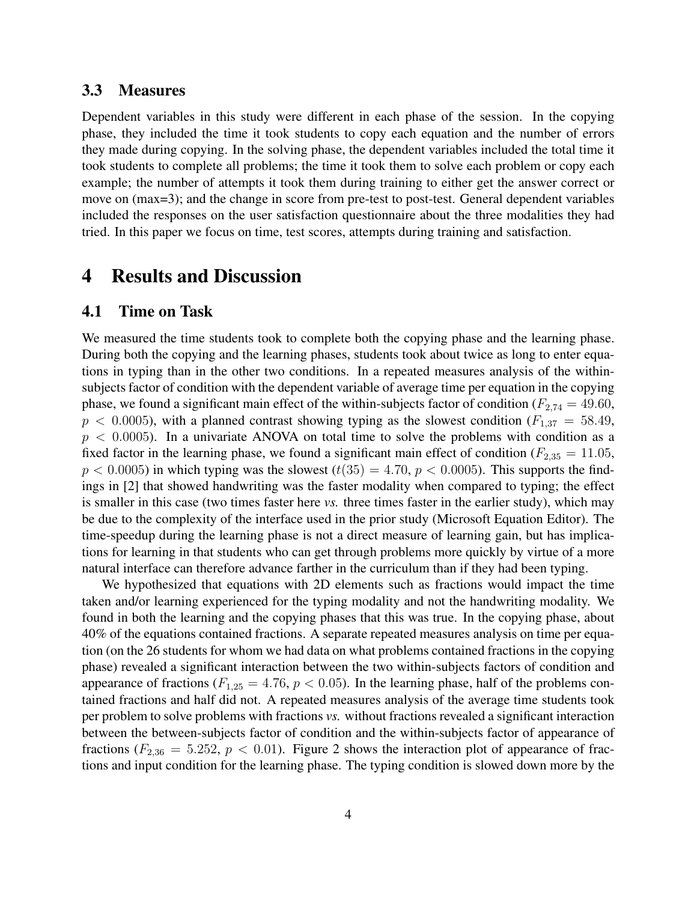### 3.3 Measures

Dependent variables in this study were different in each phase of the session. In the copying phase, they included the time it took students to copy each equation and the number of errors they made during copying. In the solving phase, the dependent variables included the total time it took students to complete all problems; the time it took them to solve each problem or copy each example; the number of attempts it took them during training to either get the answer correct or move on (max=3); and the change in score from pre-test to post-test. General dependent variables included the responses on the user satisfaction questionnaire about the three modalities they had tried. In this paper we focus on time, test scores, attempts during training and satisfaction.

## 4 Results and Discussion

### 4.1 Time on Task

We measured the time students took to complete both the copying phase and the learning phase. During both the copying and the learning phases, students took about twice as long to enter equations in typing than in the other two conditions. In a repeated measures analysis of the within-subjects factor of condition with the dependent variable of average time per equation in the copying phase, we found a significant main effect of the within-subjects factor of condition ($F_{2,74} = 49.60$, $p < 0.0005$), with a planned contrast showing typing as the slowest condition ($F_{1,37} = 58.49$, $p < 0.0005$). In a univariate ANOVA on total time to solve the problems with condition as a fixed factor in the learning phase, we found a significant main effect of condition ($F_{2,35} = 11.05$, $p < 0.0005$) in which typing was the slowest ($t(35) = 4.70$, $p < 0.0005$). This supports the findings in [2] that showed handwriting was the faster modality when compared to typing; the effect is smaller in this case (two times faster here *vs.* three times faster in the earlier study), which may be due to the complexity of the interface used in the prior study (Microsoft Equation Editor). The time-speedup during the learning phase is not a direct measure of learning gain, but has implications for learning in that students who can get through problems more quickly by virtue of a more natural interface can therefore advance farther in the curriculum than if they had been typing.

We hypothesized that equations with 2D elements such as fractions would impact the time taken and/or learning experienced for the typing modality and not the handwriting modality. We found in both the learning and the copying phases that this was true. In the copying phase, about 40% of the equations contained fractions. A separate repeated measures analysis on time per equation (on the 26 students for whom we had data on what problems contained fractions in the copying phase) revealed a significant interaction between the two within-subjects factors of condition and appearance of fractions ($F_{1,25} = 4.76$, $p < 0.05$). In the learning phase, half of the problems contained fractions and half did not. A repeated measures analysis of the average time students took per problem to solve problems with fractions *vs.* without fractions revealed a significant interaction between the between-subjects factor of condition and the within-subjects factor of appearance of fractions ($F_{2,36} = 5.252$, $p < 0.01$). Figure 2 shows the interaction plot of appearance of fractions and input condition for the learning phase. The typing condition is slowed down more by the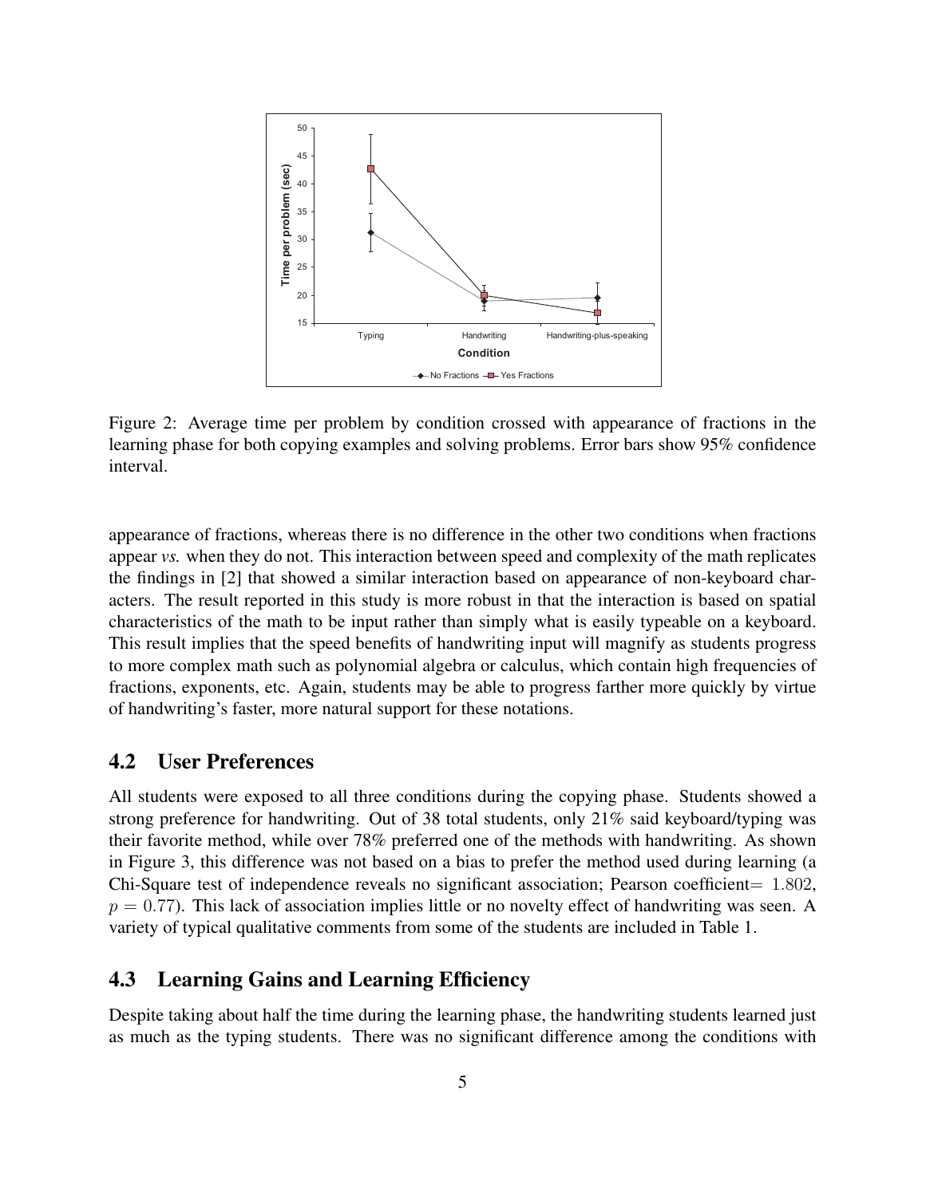Figure 2: Average time per problem by condition crossed with appearance of fractions in the learning phase for both copying examples and solving problems. Error bars show 95% confidence interval.

appearance of fractions, whereas there is no difference in the other two conditions when fractions appear *vs.* when they do not. This interaction between speed and complexity of the math replicates the findings in [2] that showed a similar interaction based on appearance of non-keyboard characters. The result reported in this study is more robust in that the interaction is based on spatial characteristics of the math to be input rather than simply what is easily typeable on a keyboard. This result implies that the speed benefits of handwriting input will magnify as students progress to more complex math such as polynomial algebra or calculus, which contain high frequencies of fractions, exponents, etc. Again, students may be able to progress farther more quickly by virtue of handwriting's faster, more natural support for these notations.

## 4.2 User Preferences

All students were exposed to all three conditions during the copying phase. Students showed a strong preference for handwriting. Out of 38 total students, only 21% said keyboard/typing was their favorite method, while over 78% preferred one of the methods with handwriting. As shown in Figure 3, this difference was not based on a bias to prefer the method used during learning (a Chi-Square test of independence reveals no significant association; Pearson coefficient= $1.802$, $p = 0.77$). This lack of association implies little or no novelty effect of handwriting was seen. A variety of typical qualitative comments from some of the students are included in Table 1.

## 4.3 Learning Gains and Learning Efficiency

Despite taking about half the time during the learning phase, the handwriting students learned just as much as the typing students. There was no significant difference among the conditions with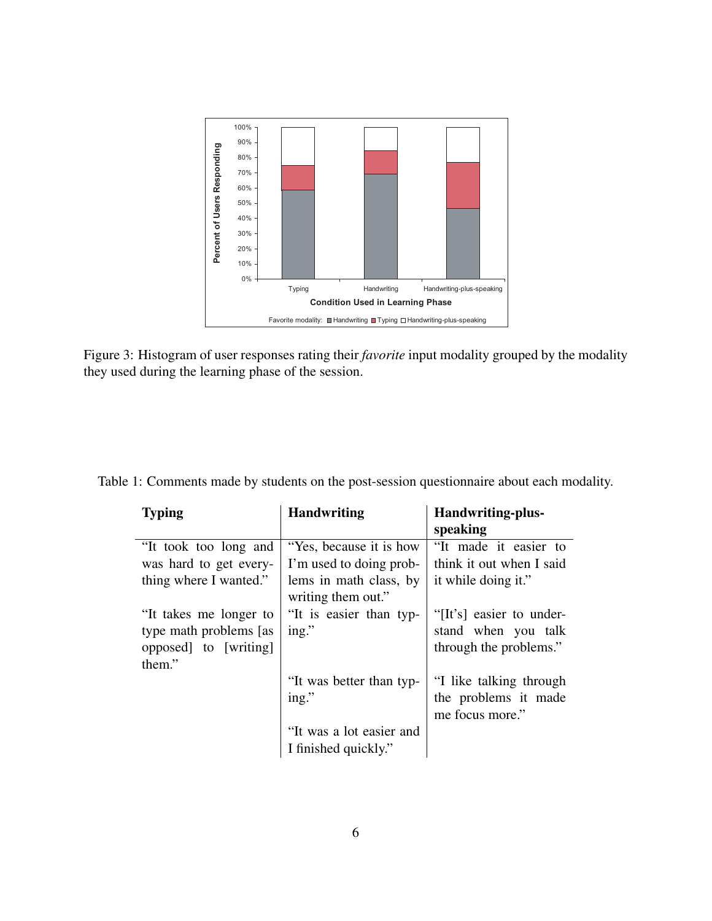Figure 3: Histogram of user responses rating their *favorite* input modality grouped by the modality they used during the learning phase of the session.

Table 1: Comments made by students on the post-session questionnaire about each modality.

| Typing | Handwriting | Handwriting-plus-speaking |
|---|---|---|
| "It took too long and was hard to get everything where I wanted." | "Yes, because it is how I'm used to doing problems in math class, by writing them out." | "It made it easier to think it out when I said it while doing it." |
| "It takes me longer to type math problems [as opposed] to [writing] them." | "It is easier than typing." | "[It's] easier to understand when you talk through the problems." |
| | "It was better than typing." | "I like talking through the problems it made me focus more." |
| | "It was a lot easier and I finished quickly." | |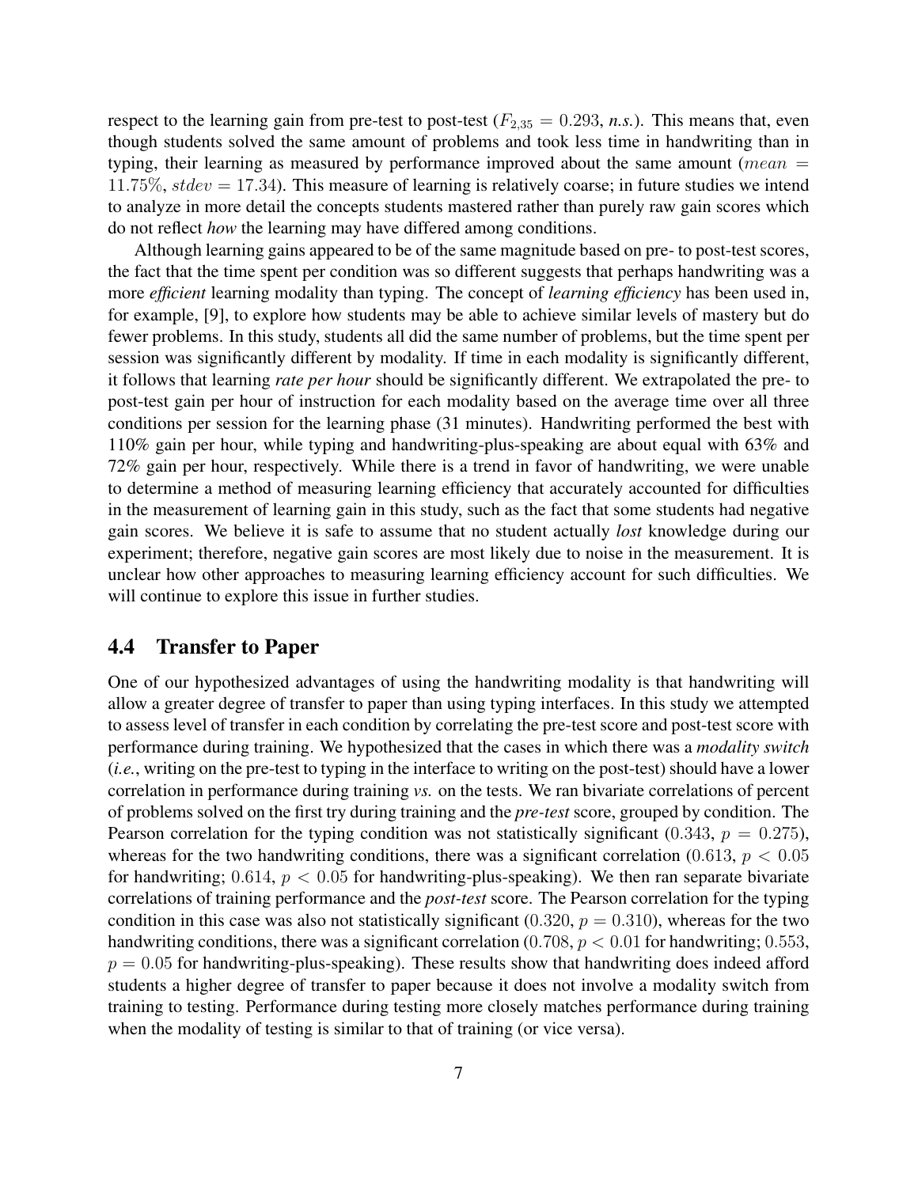respect to the learning gain from pre-test to post-test ($F_{2,35} = 0.293$, *n.s.*). This means that, even though students solved the same amount of problems and took less time in handwriting than in typing, their learning as measured by performance improved about the same amount ($mean = 11.75\%$, $stdev = 17.34$). This measure of learning is relatively coarse; in future studies we intend to analyze in more detail the concepts students mastered rather than purely raw gain scores which do not reflect *how* the learning may have differed among conditions.

Although learning gains appeared to be of the same magnitude based on pre- to post-test scores, the fact that the time spent per condition was so different suggests that perhaps handwriting was a more *efficient* learning modality than typing. The concept of *learning efficiency* has been used in, for example, [9], to explore how students may be able to achieve similar levels of mastery but do fewer problems. In this study, students all did the same number of problems, but the time spent per session was significantly different by modality. If time in each modality is significantly different, it follows that learning *rate per hour* should be significantly different. We extrapolated the pre- to post-test gain per hour of instruction for each modality based on the average time over all three conditions per session for the learning phase (31 minutes). Handwriting performed the best with 110% gain per hour, while typing and handwriting-plus-speaking are about equal with 63% and 72% gain per hour, respectively. While there is a trend in favor of handwriting, we were unable to determine a method of measuring learning efficiency that accurately accounted for difficulties in the measurement of learning gain in this study, such as the fact that some students had negative gain scores. We believe it is safe to assume that no student actually *lost* knowledge during our experiment; therefore, negative gain scores are most likely due to noise in the measurement. It is unclear how other approaches to measuring learning efficiency account for such difficulties. We will continue to explore this issue in further studies.

## 4.4 Transfer to Paper

One of our hypothesized advantages of using the handwriting modality is that handwriting will allow a greater degree of transfer to paper than using typing interfaces. In this study we attempted to assess level of transfer in each condition by correlating the pre-test score and post-test score with performance during training. We hypothesized that the cases in which there was a *modality switch* (*i.e.*, writing on the pre-test to typing in the interface to writing on the post-test) should have a lower correlation in performance during training *vs.* on the tests. We ran bivariate correlations of percent of problems solved on the first try during training and the *pre-test* score, grouped by condition. The Pearson correlation for the typing condition was not statistically significant ($0.343$, $p = 0.275$), whereas for the two handwriting conditions, there was a significant correlation ($0.613$, $p < 0.05$ for handwriting; $0.614$, $p < 0.05$ for handwriting-plus-speaking). We then ran separate bivariate correlations of training performance and the *post-test* score. The Pearson correlation for the typing condition in this case was also not statistically significant ($0.320$, $p = 0.310$), whereas for the two handwriting conditions, there was a significant correlation ($0.708$, $p < 0.01$ for handwriting; $0.553$, $p = 0.05$ for handwriting-plus-speaking). These results show that handwriting does indeed afford students a higher degree of transfer to paper because it does not involve a modality switch from training to testing. Performance during testing more closely matches performance during training when the modality of testing is similar to that of training (or vice versa).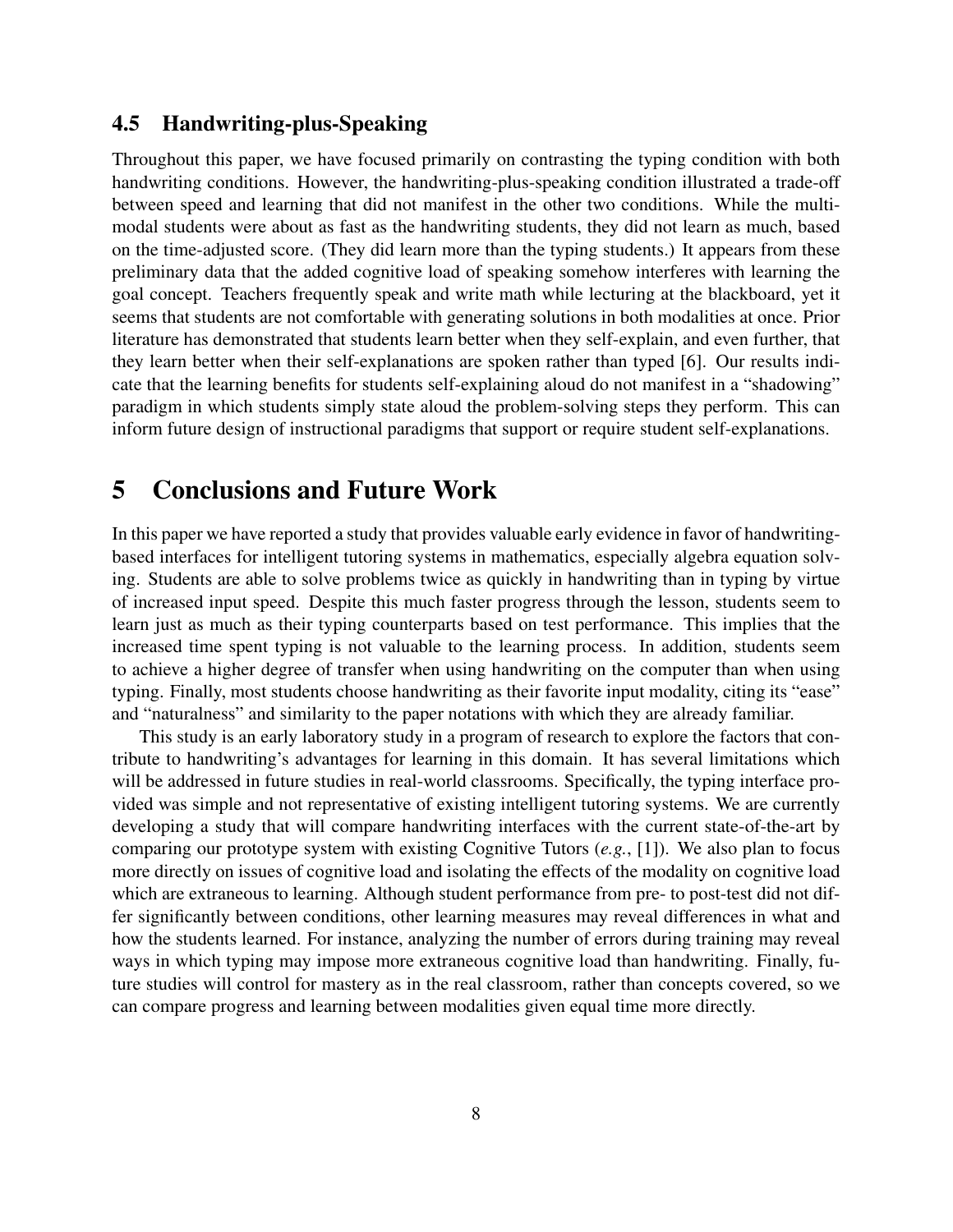### 4.5 Handwriting-plus-Speaking

Throughout this paper, we have focused primarily on contrasting the typing condition with both handwriting conditions. However, the handwriting-plus-speaking condition illustrated a trade-off between speed and learning that did not manifest in the other two conditions. While the multimodal students were about as fast as the handwriting students, they did not learn as much, based on the time-adjusted score. (They did learn more than the typing students.) It appears from these preliminary data that the added cognitive load of speaking somehow interferes with learning the goal concept. Teachers frequently speak and write math while lecturing at the blackboard, yet it seems that students are not comfortable with generating solutions in both modalities at once. Prior literature has demonstrated that students learn better when they self-explain, and even further, that they learn better when their self-explanations are spoken rather than typed [6]. Our results indicate that the learning benefits for students self-explaining aloud do not manifest in a "shadowing" paradigm in which students simply state aloud the problem-solving steps they perform. This can inform future design of instructional paradigms that support or require student self-explanations.

## 5 Conclusions and Future Work

In this paper we have reported a study that provides valuable early evidence in favor of handwriting-based interfaces for intelligent tutoring systems in mathematics, especially algebra equation solving. Students are able to solve problems twice as quickly in handwriting than in typing by virtue of increased input speed. Despite this much faster progress through the lesson, students seem to learn just as much as their typing counterparts based on test performance. This implies that the increased time spent typing is not valuable to the learning process. In addition, students seem to achieve a higher degree of transfer when using handwriting on the computer than when using typing. Finally, most students choose handwriting as their favorite input modality, citing its "ease" and "naturalness" and similarity to the paper notations with which they are already familiar.

This study is an early laboratory study in a program of research to explore the factors that contribute to handwriting's advantages for learning in this domain. It has several limitations which will be addressed in future studies in real-world classrooms. Specifically, the typing interface provided was simple and not representative of existing intelligent tutoring systems. We are currently developing a study that will compare handwriting interfaces with the current state-of-the-art by comparing our prototype system with existing Cognitive Tutors (*e.g.*, [1]). We also plan to focus more directly on issues of cognitive load and isolating the effects of the modality on cognitive load which are extraneous to learning. Although student performance from pre- to post-test did not differ significantly between conditions, other learning measures may reveal differences in what and how the students learned. For instance, analyzing the number of errors during training may reveal ways in which typing may impose more extraneous cognitive load than handwriting. Finally, future studies will control for mastery as in the real classroom, rather than concepts covered, so we can compare progress and learning between modalities given equal time more directly.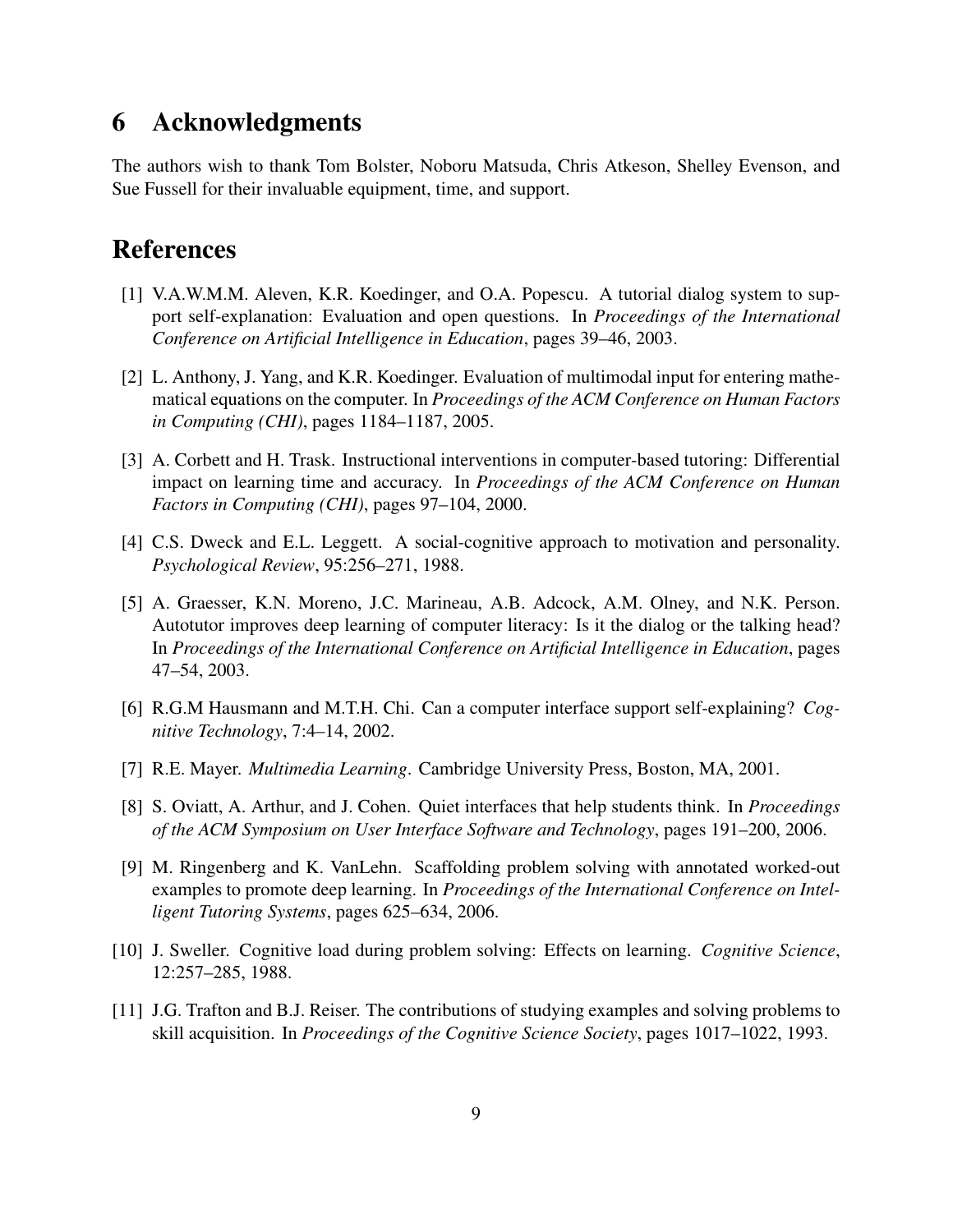# 6 Acknowledgments

The authors wish to thank Tom Bolster, Noboru Matsuda, Chris Atkeson, Shelley Evenson, and Sue Fussell for their invaluable equipment, time, and support.

# References

[1] V.A.W.M.M. Aleven, K.R. Koedinger, and O.A. Popescu. A tutorial dialog system to support self-explanation: Evaluation and open questions. In *Proceedings of the International Conference on Artificial Intelligence in Education*, pages 39–46, 2003.

[2] L. Anthony, J. Yang, and K.R. Koedinger. Evaluation of multimodal input for entering mathematical equations on the computer. In *Proceedings of the ACM Conference on Human Factors in Computing (CHI)*, pages 1184–1187, 2005.

[3] A. Corbett and H. Trask. Instructional interventions in computer-based tutoring: Differential impact on learning time and accuracy. In *Proceedings of the ACM Conference on Human Factors in Computing (CHI)*, pages 97–104, 2000.

[4] C.S. Dweck and E.L. Leggett. A social-cognitive approach to motivation and personality. *Psychological Review*, 95:256–271, 1988.

[5] A. Graesser, K.N. Moreno, J.C. Marineau, A.B. Adcock, A.M. Olney, and N.K. Person. Autotutor improves deep learning of computer literacy: Is it the dialog or the talking head? In *Proceedings of the International Conference on Artificial Intelligence in Education*, pages 47–54, 2003.

[6] R.G.M Hausmann and M.T.H. Chi. Can a computer interface support self-explaining? *Cognitive Technology*, 7:4–14, 2002.

[7] R.E. Mayer. *Multimedia Learning*. Cambridge University Press, Boston, MA, 2001.

[8] S. Oviatt, A. Arthur, and J. Cohen. Quiet interfaces that help students think. In *Proceedings of the ACM Symposium on User Interface Software and Technology*, pages 191–200, 2006.

[9] M. Ringenberg and K. VanLehn. Scaffolding problem solving with annotated worked-out examples to promote deep learning. In *Proceedings of the International Conference on Intelligent Tutoring Systems*, pages 625–634, 2006.

[10] J. Sweller. Cognitive load during problem solving: Effects on learning. *Cognitive Science*, 12:257–285, 1988.

[11] J.G. Trafton and B.J. Reiser. The contributions of studying examples and solving problems to skill acquisition. In *Proceedings of the Cognitive Science Society*, pages 1017–1022, 1993.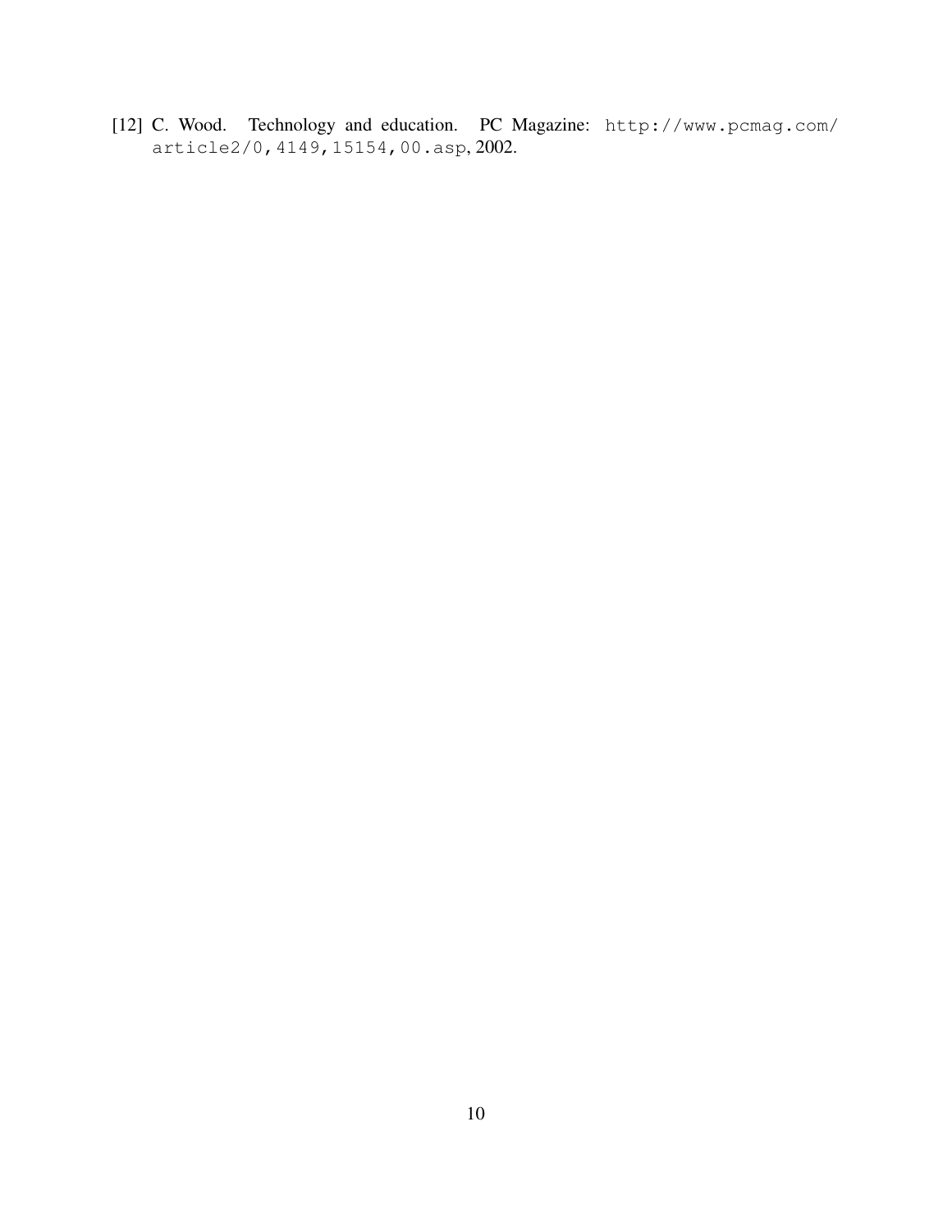[12] C. Wood. Technology and education. PC Magazine: `http://www.pcmag.com/article2/0,4149,15154,00.asp`, 2002.